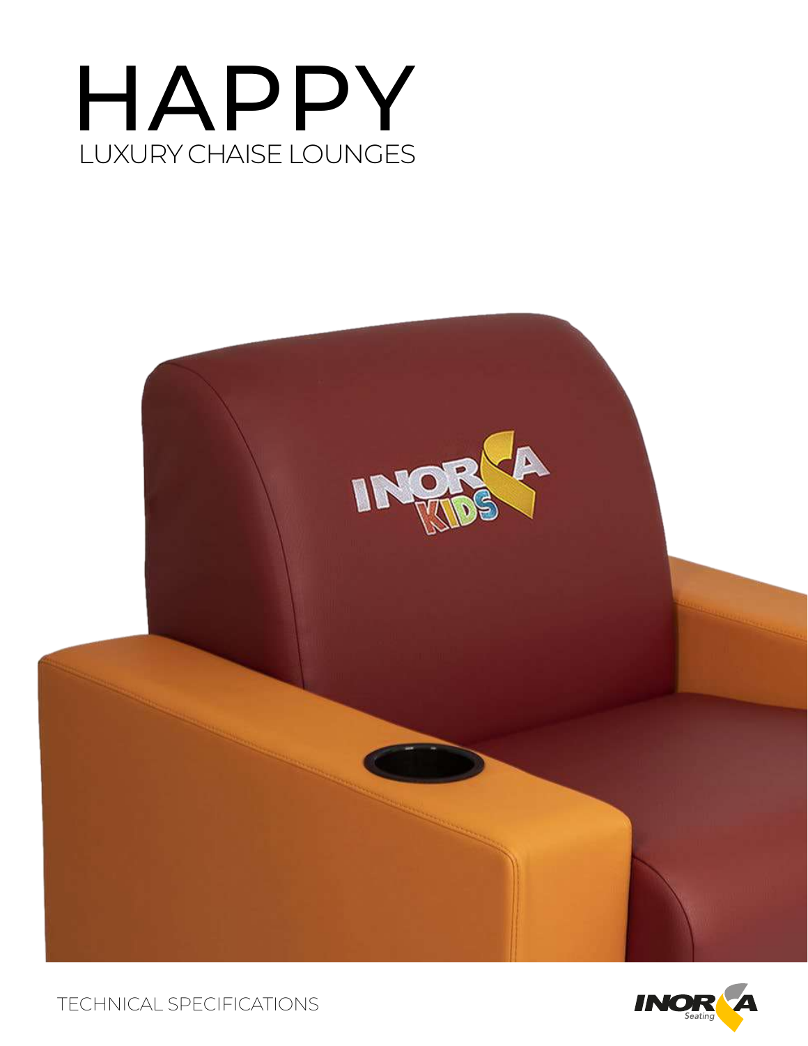# HAPPY

## LUXURY CHAISE LOUNGES

TECHNICAL SPECIFICATIONS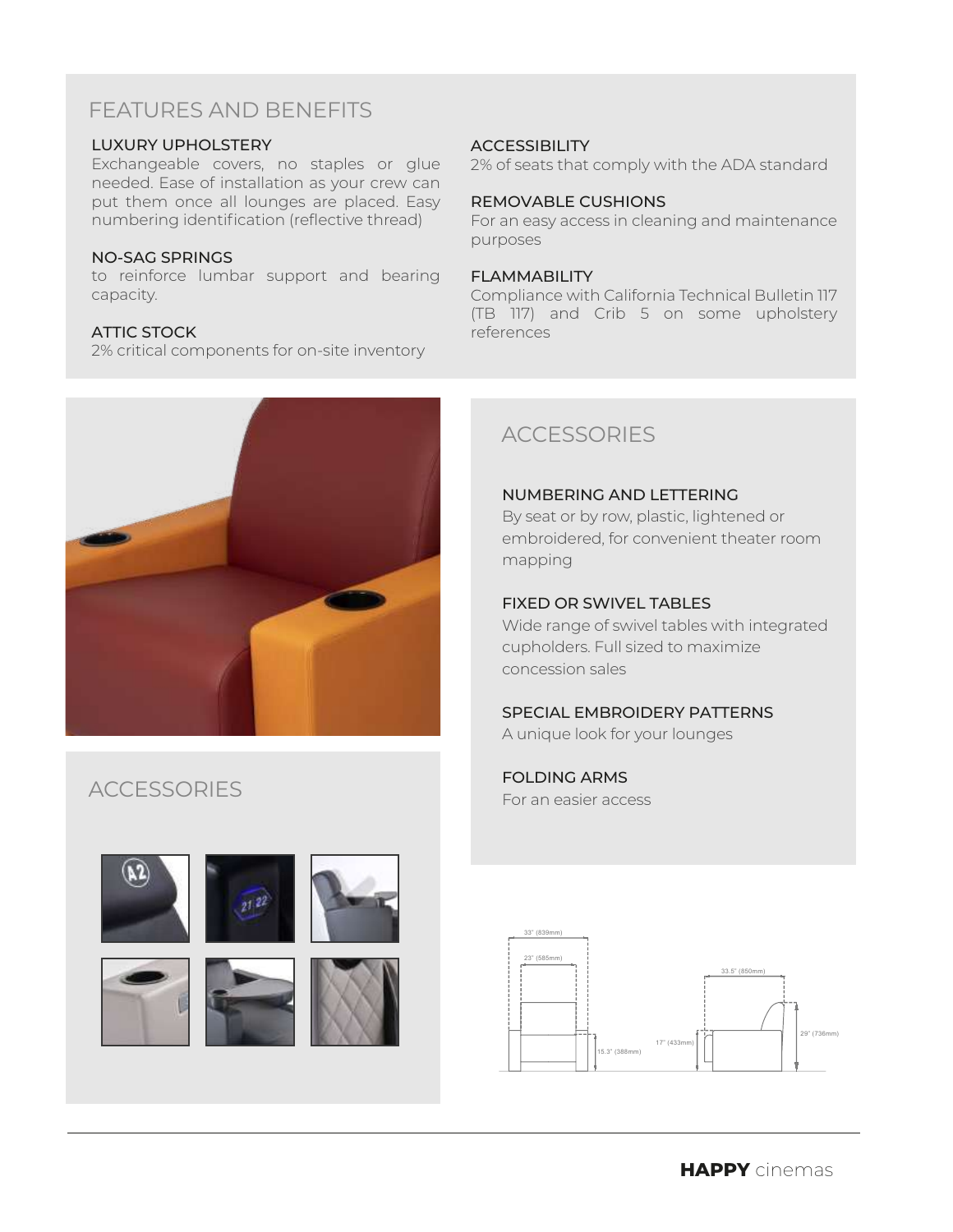## FEATURES AND BENEFITS

### LUXURY UPHOLSTERY

Exchangeable covers, no staples or glue needed. Ease of installation as your crew can put them once all lounges are placed. Easy numbering identification (reflective thread)

### NO-SAG SPRINGS

to reinforce lumbar support and bearing capacity.

### ATTIC STOCK

2% critical components for on-site inventory

### ACCESSIBILITY

2% of seats that comply with the ADA standard

### REMOVABLE CUSHIONS

For an easy access in cleaning and maintenance purposes

### FLAMMABILITY

Compliance with California Technical Bulletin 117 (TB 117) and Crib 5 on some upholstery references

## ACCESSORIES

## ACCESSORIES

### NUMBERING AND LETTERING

By seat or by row, plastic, lightened or embroidered, for convenient theater room mapping

### FIXED OR SWIVEL TABLES

Wide range of swivel tables with integrated cupholders. Full sized to maximize concession sales

### SPECIAL EMBROIDERY PATTERNS

A unique look for your lounges

### FOLDING ARMS

For an easier access

33" (839mm)

23" (585mm)

15.3" (388mm)

33.5" (850mm)

17" (433mm)

29" (736mm)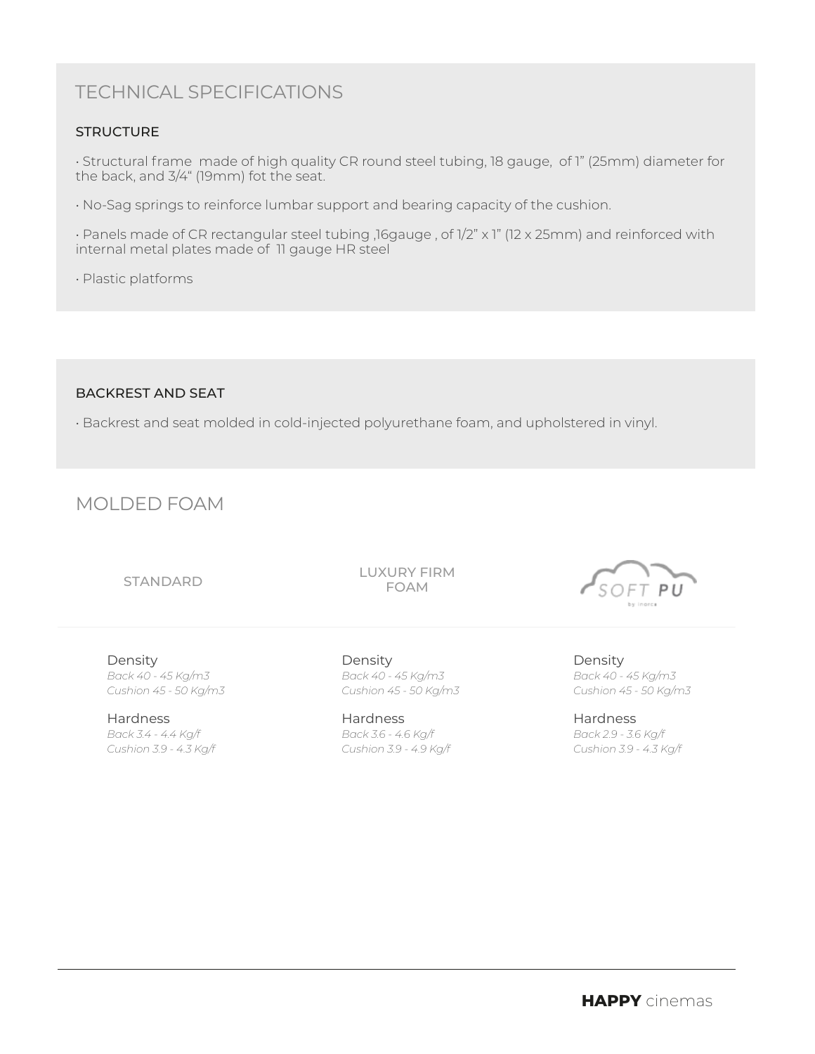# TECHNICAL SPECIFICATIONS

### STRUCTURE

- Structural frame  made of high quality CR round steel tubing, 18 gauge,  of 1" (25mm) diameter for the back, and 3/4" (19mm) fot the seat.
- No-Sag springs to reinforce lumbar support and bearing capacity of the cushion.
- Panels made of CR rectangular steel tubing ,16gauge , of 1/2" x 1" (12 x 25mm) and reinforced with internal metal plates made of  11 gauge HR steel
- Plastic platforms

### BACKREST AND SEAT

- Backrest and seat molded in cold-injected polyurethane foam, and upholstered in vinyl.

## MOLDED FOAM

| STANDARD | LUXURY FIRM FOAM | SOFT PU by inorca |
| --- | --- | --- |
| Density<br>*Back 40 - 45 Kg/m3*<br>*Cushion 45 - 50 Kg/m3* | Density<br>*Back 40 - 45 Kg/m3*<br>*Cushion 45 - 50 Kg/m3* | Density<br>*Back 40 - 45 Kg/m3*<br>*Cushion 45 - 50 Kg/m3* |
| Hardness<br>*Back 3.4 - 4.4 Kg/f*<br>*Cushion 3.9 - 4.3 Kg/f* | Hardness<br>*Back 3.6 - 4.6 Kg/f*<br>*Cushion 3.9 - 4.9 Kg/f* | Hardness<br>*Back 2.9 - 3.6 Kg/f*<br>*Cushion 3.9 - 4.3 Kg/f* |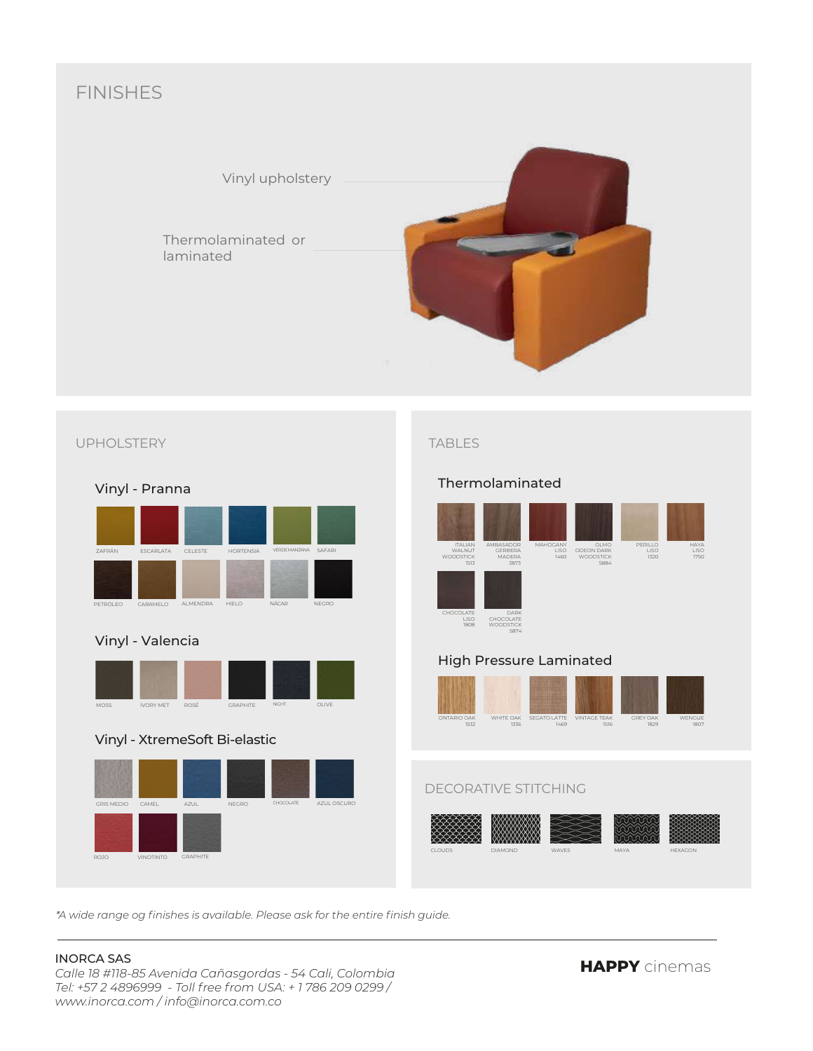# FINISHES

Vinyl upholstery

Thermolaminated or laminated

## UPHOLSTERY

### Vinyl - Pranna

ZAFRÁN, ESCARLATA, CELESTE, HORTENSIA, VERDE MANZANA, SAFARI

PETRÓLEO, CARAMELO, ALMENDRA, HIELO, NÁCAR, NEGRO

### Vinyl - Valencia

MOSS, IVORY MET, ROSÉ, GRAPHITE, NIGHT, OLIVE

### Vinyl - XtremeSoft Bi-elastic

GRIS MEDIO, CAMEL, AZUL, NEGRO, CHOCOLATE, AZUL OSCURO

ROJO, VINOTINTO, GRAPHITE

## TABLES

### Thermolaminated

ITALIAN WALNUT WOODSTICK 1513, AMBASADOR GERBERA MADERA 3873, MAHOGANY LISO 1460, OLMO ODEON DARK WOODSTICK 5884, PERILLO LISO 1320, HAYA LISO 1750

CHOCOLATE LISO 1808, DARK CHOCOLATE WOODSTICK 5874

### High Pressure Laminated

ONTARIO OAK 1532, WHITE OAK 1336, SEGATO LATTE 1469, VINTAGE TEAK 1516, GREY OAK 1829, WENGUE 1807

## DECORATIVE STITCHING

CLOUDS, DIAMOND, WAVES, MAYA, HEXAGON

*\*A wide range og finishes is available. Please ask for the entire finish guide.*

INORCA SAS
*Calle 18 #118-85 Avenida Cañasgordas - 54 Cali, Colombia*
*Tel: +57 2 4896999 - Toll free from USA: + 1 786 209 0299 /*
*www.inorca.com / info@inorca.com.co*

**HAPPY** cinemas